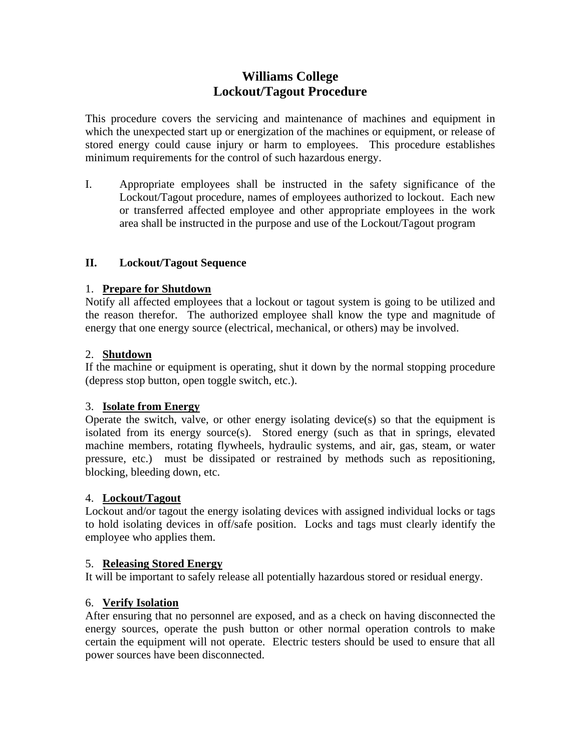# Williams College
# Lockout/Tagout Procedure

This procedure covers the servicing and maintenance of machines and equipment in which the unexpected start up or energization of the machines or equipment, or release of stored energy could cause injury or harm to employees. This procedure establishes minimum requirements for the control of such hazardous energy.

I. Appropriate employees shall be instructed in the safety significance of the Lockout/Tagout procedure, names of employees authorized to lockout. Each new or transferred affected employee and other appropriate employees in the work area shall be instructed in the purpose and use of the Lockout/Tagout program

## II. Lockout/Tagout Sequence

1. **Prepare for Shutdown**

Notify all affected employees that a lockout or tagout system is going to be utilized and the reason therefor. The authorized employee shall know the type and magnitude of energy that one energy source (electrical, mechanical, or others) may be involved.

2. **Shutdown**

If the machine or equipment is operating, shut it down by the normal stopping procedure (depress stop button, open toggle switch, etc.).

3. **Isolate from Energy**

Operate the switch, valve, or other energy isolating device(s) so that the equipment is isolated from its energy source(s). Stored energy (such as that in springs, elevated machine members, rotating flywheels, hydraulic systems, and air, gas, steam, or water pressure, etc.) must be dissipated or restrained by methods such as repositioning, blocking, bleeding down, etc.

4. **Lockout/Tagout**

Lockout and/or tagout the energy isolating devices with assigned individual locks or tags to hold isolating devices in off/safe position. Locks and tags must clearly identify the employee who applies them.

5. **Releasing Stored Energy**

It will be important to safely release all potentially hazardous stored or residual energy.

6. **Verify Isolation**

After ensuring that no personnel are exposed, and as a check on having disconnected the energy sources, operate the push button or other normal operation controls to make certain the equipment will not operate. Electric testers should be used to ensure that all power sources have been disconnected.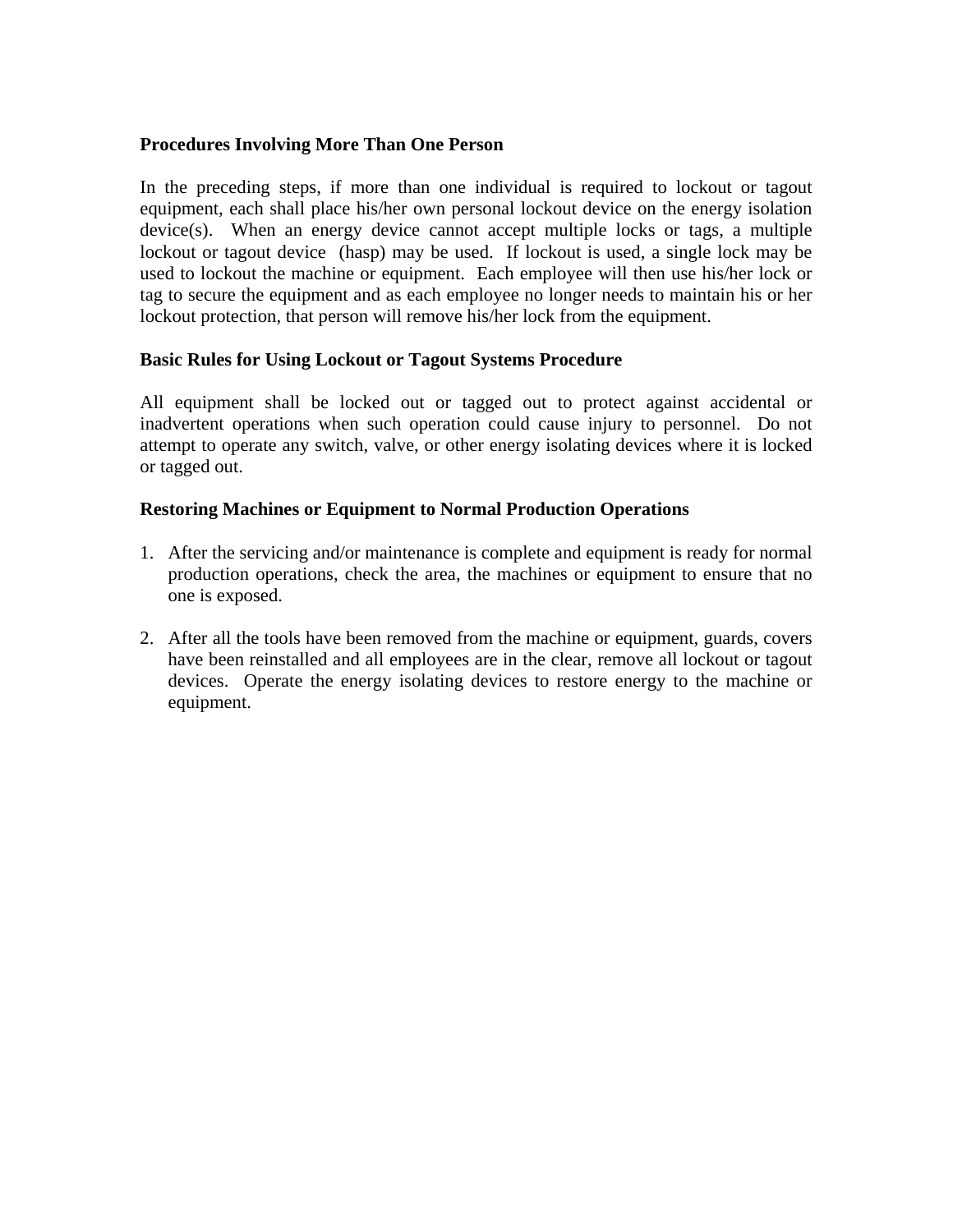**Procedures Involving More Than One Person**

In the preceding steps, if more than one individual is required to lockout or tagout equipment, each shall place his/her own personal lockout device on the energy isolation device(s). When an energy device cannot accept multiple locks or tags, a multiple lockout or tagout device (hasp) may be used. If lockout is used, a single lock may be used to lockout the machine or equipment. Each employee will then use his/her lock or tag to secure the equipment and as each employee no longer needs to maintain his or her lockout protection, that person will remove his/her lock from the equipment.

**Basic Rules for Using Lockout or Tagout Systems Procedure**

All equipment shall be locked out or tagged out to protect against accidental or inadvertent operations when such operation could cause injury to personnel. Do not attempt to operate any switch, valve, or other energy isolating devices where it is locked or tagged out.

**Restoring Machines or Equipment to Normal Production Operations**

1. After the servicing and/or maintenance is complete and equipment is ready for normal production operations, check the area, the machines or equipment to ensure that no one is exposed.

2. After all the tools have been removed from the machine or equipment, guards, covers have been reinstalled and all employees are in the clear, remove all lockout or tagout devices. Operate the energy isolating devices to restore energy to the machine or equipment.